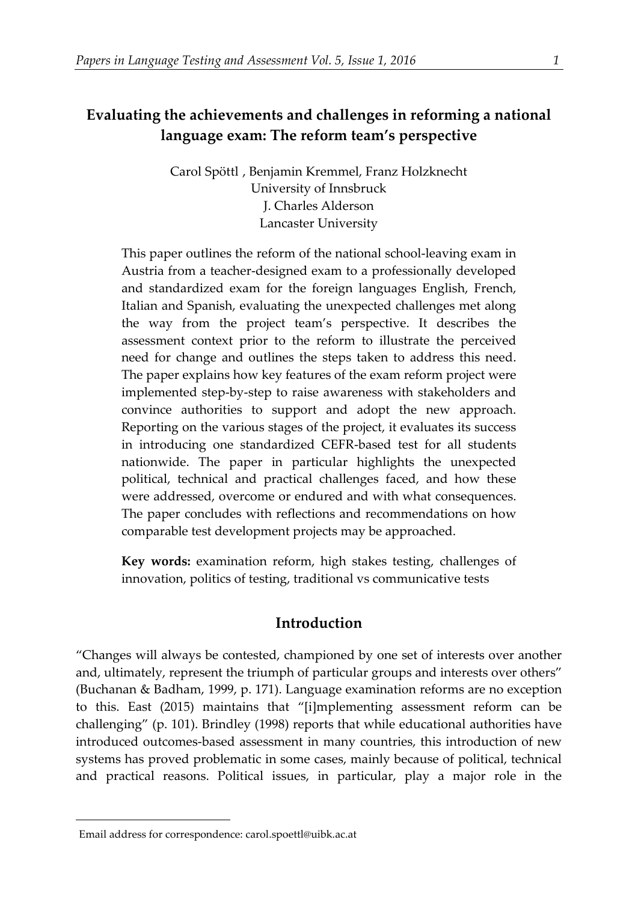# Evaluating the achievements and challenges in reforming a national language exam: The reform team's perspective

Carol Spöttl , Benjamin Kremmel, Franz Holzknecht
University of Innsbruck
J. Charles Alderson
Lancaster University

This paper outlines the reform of the national school-leaving exam in Austria from a teacher-designed exam to a professionally developed and standardized exam for the foreign languages English, French, Italian and Spanish, evaluating the unexpected challenges met along the way from the project team's perspective. It describes the assessment context prior to the reform to illustrate the perceived need for change and outlines the steps taken to address this need. The paper explains how key features of the exam reform project were implemented step-by-step to raise awareness with stakeholders and convince authorities to support and adopt the new approach. Reporting on the various stages of the project, it evaluates its success in introducing one standardized CEFR-based test for all students nationwide. The paper in particular highlights the unexpected political, technical and practical challenges faced, and how these were addressed, overcome or endured and with what consequences. The paper concludes with reflections and recommendations on how comparable test development projects may be approached.

**Key words:** examination reform, high stakes testing, challenges of innovation, politics of testing, traditional vs communicative tests

## Introduction

"Changes will always be contested, championed by one set of interests over another and, ultimately, represent the triumph of particular groups and interests over others" (Buchanan & Badham, 1999, p. 171). Language examination reforms are no exception to this. East (2015) maintains that "[i]mplementing assessment reform can be challenging" (p. 101). Brindley (1998) reports that while educational authorities have introduced outcomes-based assessment in many countries, this introduction of new systems has proved problematic in some cases, mainly because of political, technical and practical reasons. Political issues, in particular, play a major role in the

Email address for correspondence: carol.spoettl@uibk.ac.at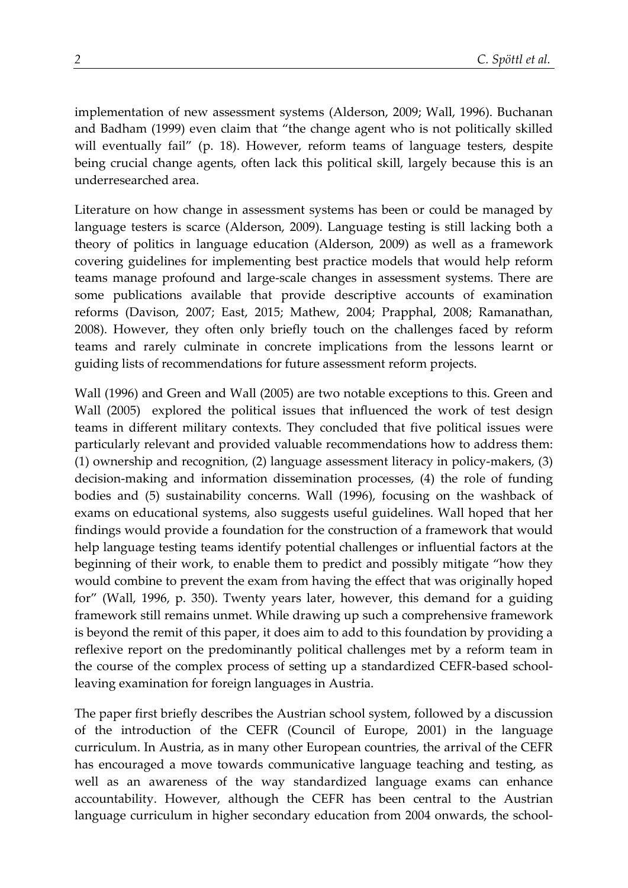implementation of new assessment systems (Alderson, 2009; Wall, 1996). Buchanan and Badham (1999) even claim that "the change agent who is not politically skilled will eventually fail" (p. 18). However, reform teams of language testers, despite being crucial change agents, often lack this political skill, largely because this is an underresearched area.

Literature on how change in assessment systems has been or could be managed by language testers is scarce (Alderson, 2009). Language testing is still lacking both a theory of politics in language education (Alderson, 2009) as well as a framework covering guidelines for implementing best practice models that would help reform teams manage profound and large-scale changes in assessment systems. There are some publications available that provide descriptive accounts of examination reforms (Davison, 2007; East, 2015; Mathew, 2004; Prapphal, 2008; Ramanathan, 2008). However, they often only briefly touch on the challenges faced by reform teams and rarely culminate in concrete implications from the lessons learnt or guiding lists of recommendations for future assessment reform projects.

Wall (1996) and Green and Wall (2005) are two notable exceptions to this. Green and Wall (2005) explored the political issues that influenced the work of test design teams in different military contexts. They concluded that five political issues were particularly relevant and provided valuable recommendations how to address them: (1) ownership and recognition, (2) language assessment literacy in policy-makers, (3) decision-making and information dissemination processes, (4) the role of funding bodies and (5) sustainability concerns. Wall (1996), focusing on the washback of exams on educational systems, also suggests useful guidelines. Wall hoped that her findings would provide a foundation for the construction of a framework that would help language testing teams identify potential challenges or influential factors at the beginning of their work, to enable them to predict and possibly mitigate "how they would combine to prevent the exam from having the effect that was originally hoped for" (Wall, 1996, p. 350). Twenty years later, however, this demand for a guiding framework still remains unmet. While drawing up such a comprehensive framework is beyond the remit of this paper, it does aim to add to this foundation by providing a reflexive report on the predominantly political challenges met by a reform team in the course of the complex process of setting up a standardized CEFR-based school-leaving examination for foreign languages in Austria.

The paper first briefly describes the Austrian school system, followed by a discussion of the introduction of the CEFR (Council of Europe, 2001) in the language curriculum. In Austria, as in many other European countries, the arrival of the CEFR has encouraged a move towards communicative language teaching and testing, as well as an awareness of the way standardized language exams can enhance accountability. However, although the CEFR has been central to the Austrian language curriculum in higher secondary education from 2004 onwards, the school-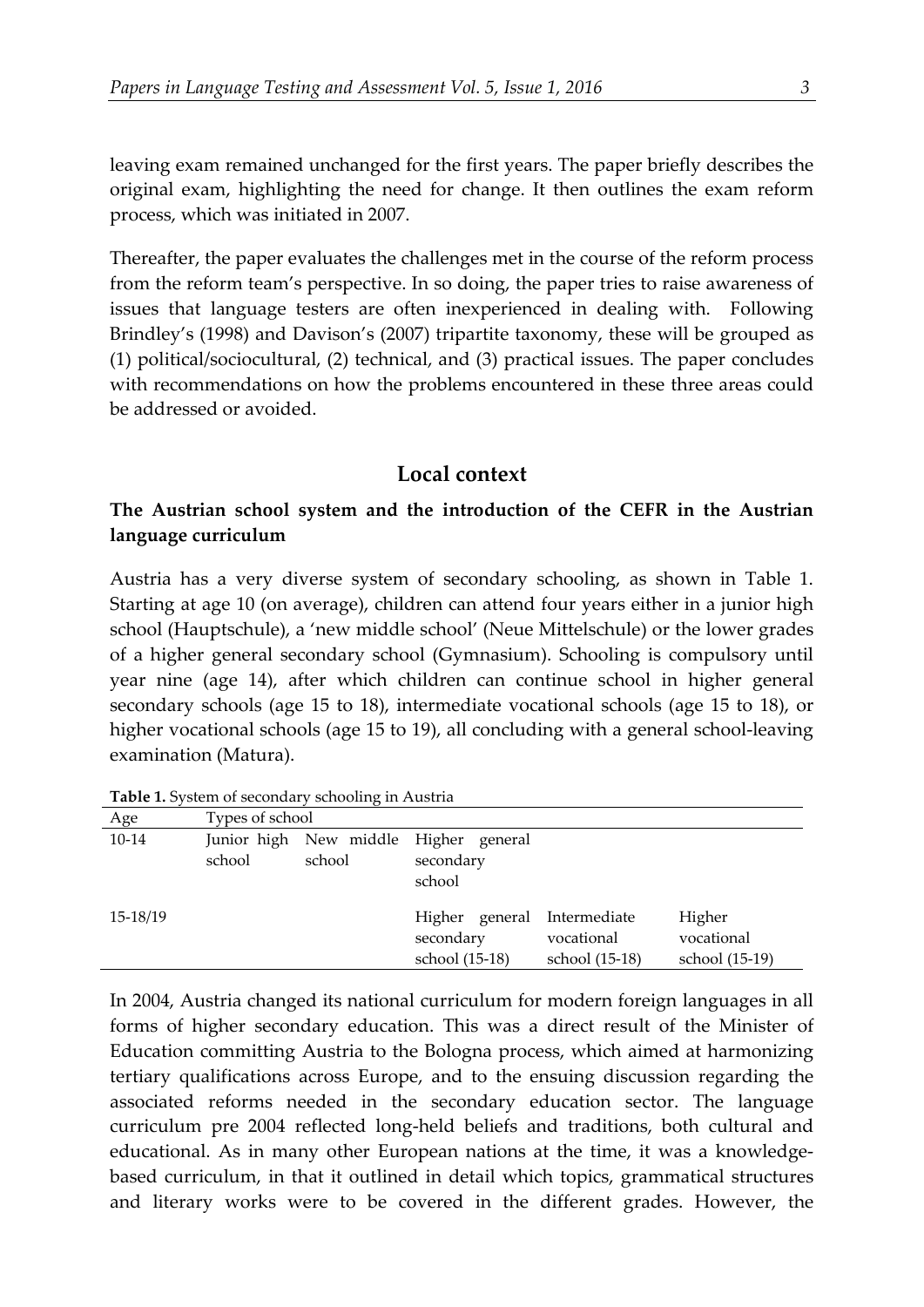leaving exam remained unchanged for the first years. The paper briefly describes the original exam, highlighting the need for change. It then outlines the exam reform process, which was initiated in 2007.

Thereafter, the paper evaluates the challenges met in the course of the reform process from the reform team's perspective. In so doing, the paper tries to raise awareness of issues that language testers are often inexperienced in dealing with. Following Brindley's (1998) and Davison's (2007) tripartite taxonomy, these will be grouped as (1) political/sociocultural, (2) technical, and (3) practical issues. The paper concludes with recommendations on how the problems encountered in these three areas could be addressed or avoided.

## Local context

### The Austrian school system and the introduction of the CEFR in the Austrian language curriculum

Austria has a very diverse system of secondary schooling, as shown in Table 1. Starting at age 10 (on average), children can attend four years either in a junior high school (Hauptschule), a 'new middle school' (Neue Mittelschule) or the lower grades of a higher general secondary school (Gymnasium). Schooling is compulsory until year nine (age 14), after which children can continue school in higher general secondary schools (age 15 to 18), intermediate vocational schools (age 15 to 18), or higher vocational schools (age 15 to 19), all concluding with a general school-leaving examination (Matura).

**Table 1.** System of secondary schooling in Austria

| Age | Types of school | | | | |
|---|---|---|---|---|---|
| 10-14 | Junior high school | New middle school | Higher general secondary school | | |
| 15-18/19 | | | Higher general secondary school (15-18) | Intermediate vocational school (15-18) | Higher vocational school (15-19) |

In 2004, Austria changed its national curriculum for modern foreign languages in all forms of higher secondary education. This was a direct result of the Minister of Education committing Austria to the Bologna process, which aimed at harmonizing tertiary qualifications across Europe, and to the ensuing discussion regarding the associated reforms needed in the secondary education sector. The language curriculum pre 2004 reflected long-held beliefs and traditions, both cultural and educational. As in many other European nations at the time, it was a knowledge-based curriculum, in that it outlined in detail which topics, grammatical structures and literary works were to be covered in the different grades. However, the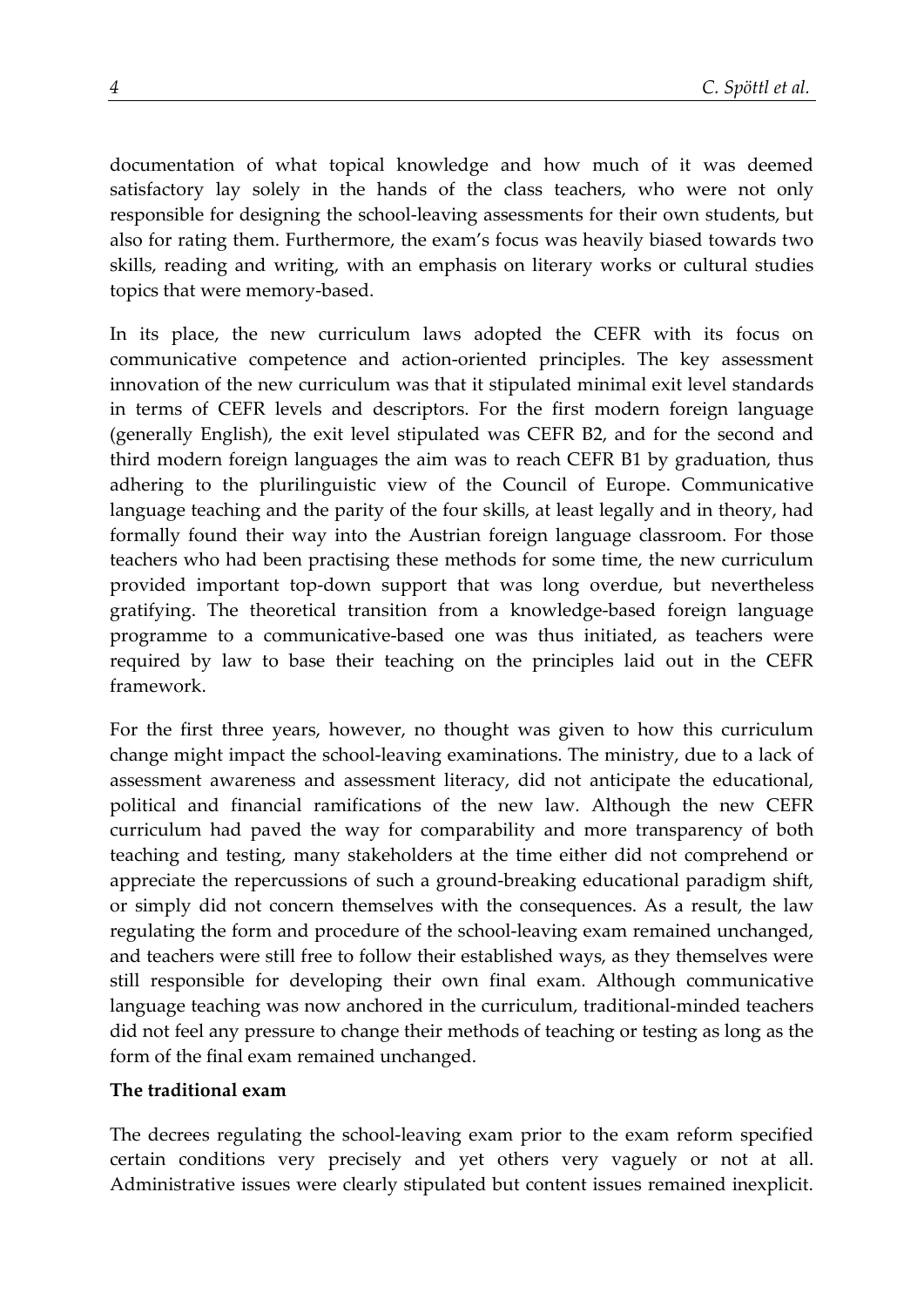documentation of what topical knowledge and how much of it was deemed satisfactory lay solely in the hands of the class teachers, who were not only responsible for designing the school-leaving assessments for their own students, but also for rating them. Furthermore, the exam's focus was heavily biased towards two skills, reading and writing, with an emphasis on literary works or cultural studies topics that were memory-based.

In its place, the new curriculum laws adopted the CEFR with its focus on communicative competence and action-oriented principles. The key assessment innovation of the new curriculum was that it stipulated minimal exit level standards in terms of CEFR levels and descriptors. For the first modern foreign language (generally English), the exit level stipulated was CEFR B2, and for the second and third modern foreign languages the aim was to reach CEFR B1 by graduation, thus adhering to the plurilinguistic view of the Council of Europe. Communicative language teaching and the parity of the four skills, at least legally and in theory, had formally found their way into the Austrian foreign language classroom. For those teachers who had been practising these methods for some time, the new curriculum provided important top-down support that was long overdue, but nevertheless gratifying. The theoretical transition from a knowledge-based foreign language programme to a communicative-based one was thus initiated, as teachers were required by law to base their teaching on the principles laid out in the CEFR framework.

For the first three years, however, no thought was given to how this curriculum change might impact the school-leaving examinations. The ministry, due to a lack of assessment awareness and assessment literacy, did not anticipate the educational, political and financial ramifications of the new law. Although the new CEFR curriculum had paved the way for comparability and more transparency of both teaching and testing, many stakeholders at the time either did not comprehend or appreciate the repercussions of such a ground-breaking educational paradigm shift, or simply did not concern themselves with the consequences. As a result, the law regulating the form and procedure of the school-leaving exam remained unchanged, and teachers were still free to follow their established ways, as they themselves were still responsible for developing their own final exam. Although communicative language teaching was now anchored in the curriculum, traditional-minded teachers did not feel any pressure to change their methods of teaching or testing as long as the form of the final exam remained unchanged.

**The traditional exam**

The decrees regulating the school-leaving exam prior to the exam reform specified certain conditions very precisely and yet others very vaguely or not at all. Administrative issues were clearly stipulated but content issues remained inexplicit.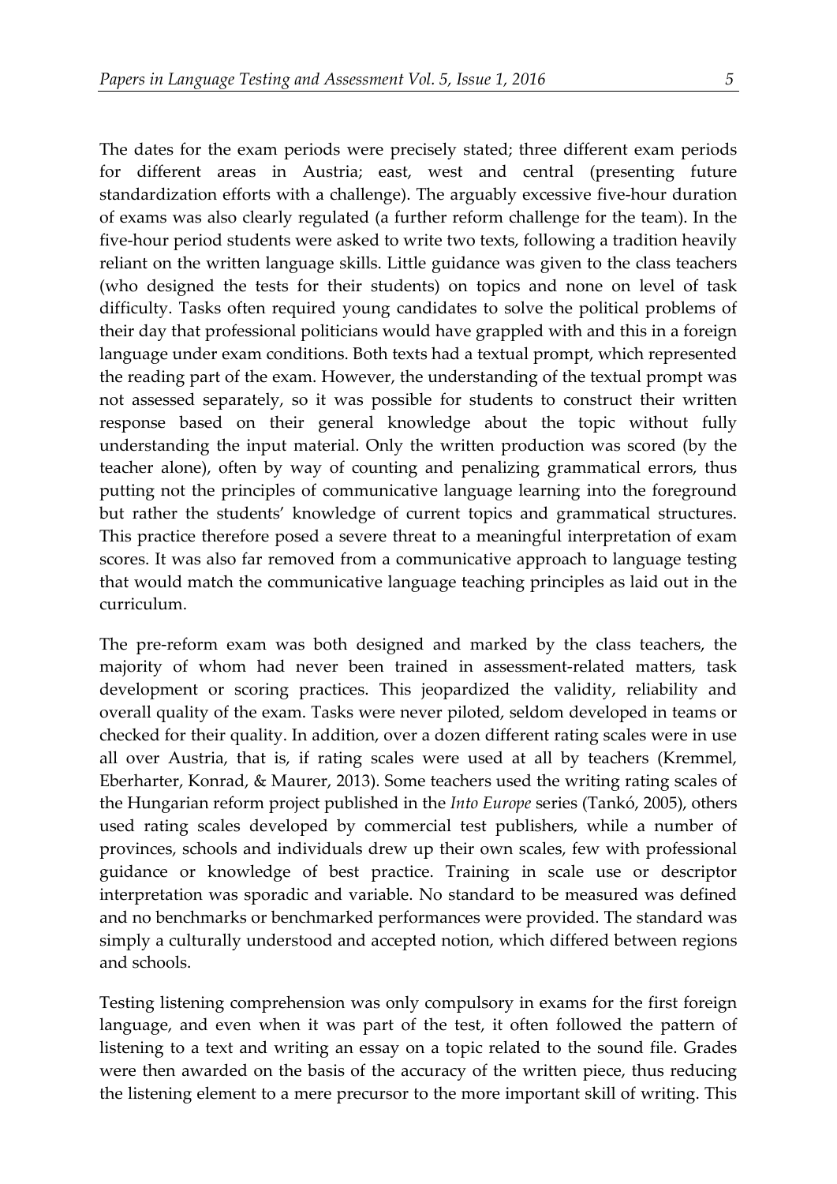The dates for the exam periods were precisely stated; three different exam periods for different areas in Austria; east, west and central (presenting future standardization efforts with a challenge). The arguably excessive five-hour duration of exams was also clearly regulated (a further reform challenge for the team). In the five-hour period students were asked to write two texts, following a tradition heavily reliant on the written language skills. Little guidance was given to the class teachers (who designed the tests for their students) on topics and none on level of task difficulty. Tasks often required young candidates to solve the political problems of their day that professional politicians would have grappled with and this in a foreign language under exam conditions. Both texts had a textual prompt, which represented the reading part of the exam. However, the understanding of the textual prompt was not assessed separately, so it was possible for students to construct their written response based on their general knowledge about the topic without fully understanding the input material. Only the written production was scored (by the teacher alone), often by way of counting and penalizing grammatical errors, thus putting not the principles of communicative language learning into the foreground but rather the students' knowledge of current topics and grammatical structures. This practice therefore posed a severe threat to a meaningful interpretation of exam scores. It was also far removed from a communicative approach to language testing that would match the communicative language teaching principles as laid out in the curriculum.

The pre-reform exam was both designed and marked by the class teachers, the majority of whom had never been trained in assessment-related matters, task development or scoring practices. This jeopardized the validity, reliability and overall quality of the exam. Tasks were never piloted, seldom developed in teams or checked for their quality. In addition, over a dozen different rating scales were in use all over Austria, that is, if rating scales were used at all by teachers (Kremmel, Eberharter, Konrad, & Maurer, 2013). Some teachers used the writing rating scales of the Hungarian reform project published in the *Into Europe* series (Tankó, 2005), others used rating scales developed by commercial test publishers, while a number of provinces, schools and individuals drew up their own scales, few with professional guidance or knowledge of best practice. Training in scale use or descriptor interpretation was sporadic and variable. No standard to be measured was defined and no benchmarks or benchmarked performances were provided. The standard was simply a culturally understood and accepted notion, which differed between regions and schools.

Testing listening comprehension was only compulsory in exams for the first foreign language, and even when it was part of the test, it often followed the pattern of listening to a text and writing an essay on a topic related to the sound file. Grades were then awarded on the basis of the accuracy of the written piece, thus reducing the listening element to a mere precursor to the more important skill of writing. This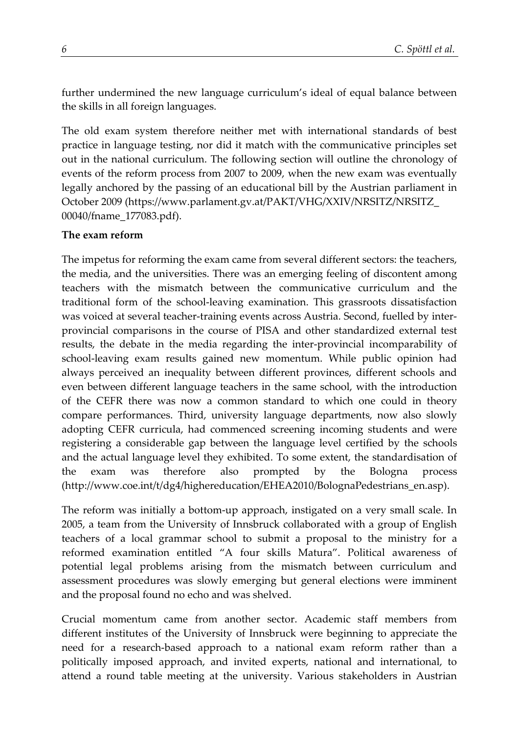further undermined the new language curriculum's ideal of equal balance between the skills in all foreign languages.

The old exam system therefore neither met with international standards of best practice in language testing, nor did it match with the communicative principles set out in the national curriculum. The following section will outline the chronology of events of the reform process from 2007 to 2009, when the new exam was eventually legally anchored by the passing of an educational bill by the Austrian parliament in October 2009 (https://www.parlament.gv.at/PAKT/VHG/XXIV/NRSITZ/NRSITZ_00040/fname_177083.pdf).

**The exam reform**

The impetus for reforming the exam came from several different sectors: the teachers, the media, and the universities. There was an emerging feeling of discontent among teachers with the mismatch between the communicative curriculum and the traditional form of the school-leaving examination. This grassroots dissatisfaction was voiced at several teacher-training events across Austria. Second, fuelled by inter-provincial comparisons in the course of PISA and other standardized external test results, the debate in the media regarding the inter-provincial incomparability of school-leaving exam results gained new momentum. While public opinion had always perceived an inequality between different provinces, different schools and even between different language teachers in the same school, with the introduction of the CEFR there was now a common standard to which one could in theory compare performances. Third, university language departments, now also slowly adopting CEFR curricula, had commenced screening incoming students and were registering a considerable gap between the language level certified by the schools and the actual language level they exhibited. To some extent, the standardisation of the exam was therefore also prompted by the Bologna process (http://www.coe.int/t/dg4/highereducation/EHEA2010/BolognaPedestrians_en.asp).

The reform was initially a bottom-up approach, instigated on a very small scale. In 2005, a team from the University of Innsbruck collaborated with a group of English teachers of a local grammar school to submit a proposal to the ministry for a reformed examination entitled "A four skills Matura". Political awareness of potential legal problems arising from the mismatch between curriculum and assessment procedures was slowly emerging but general elections were imminent and the proposal found no echo and was shelved.

Crucial momentum came from another sector. Academic staff members from different institutes of the University of Innsbruck were beginning to appreciate the need for a research-based approach to a national exam reform rather than a politically imposed approach, and invited experts, national and international, to attend a round table meeting at the university. Various stakeholders in Austrian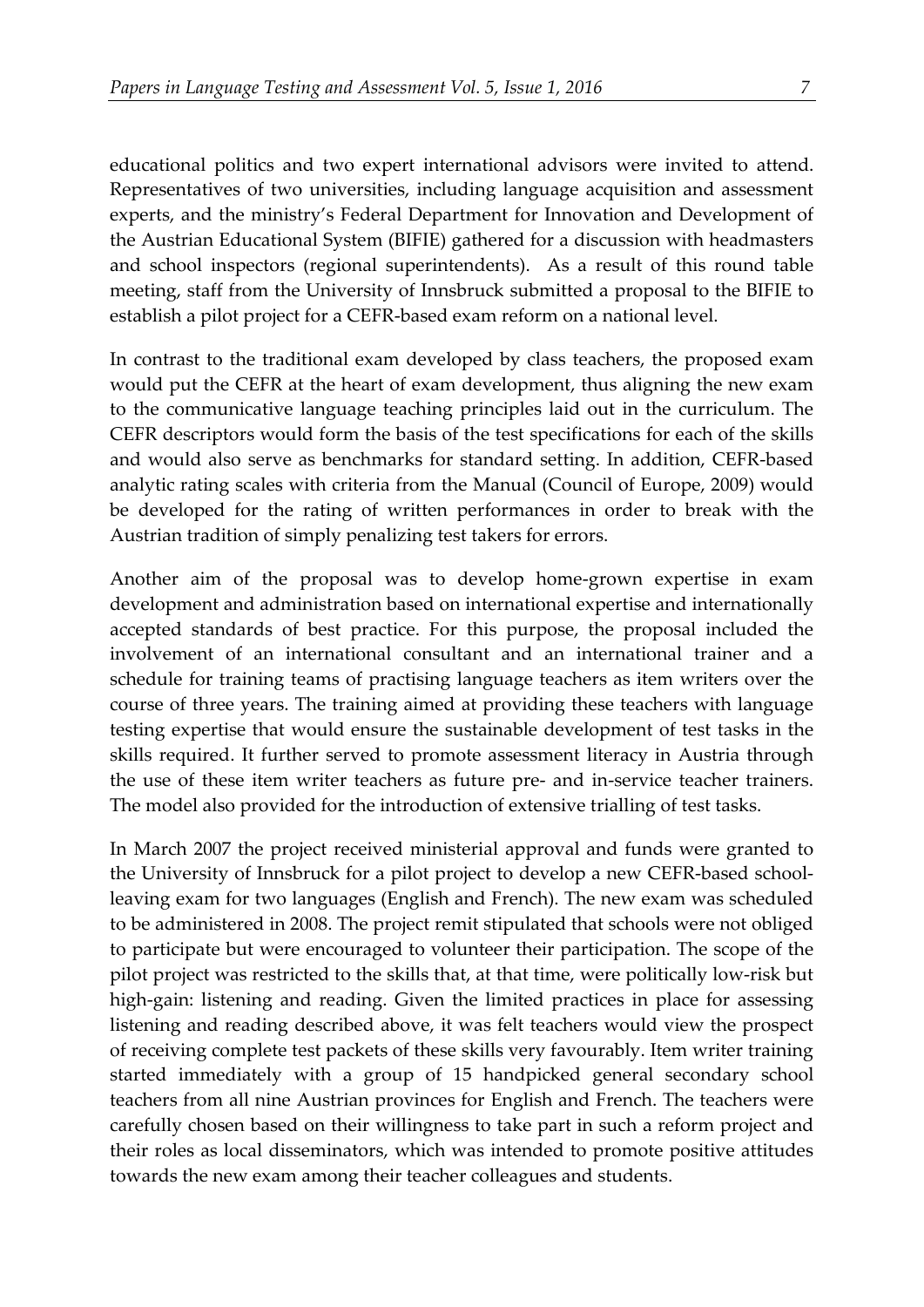educational politics and two expert international advisors were invited to attend. Representatives of two universities, including language acquisition and assessment experts, and the ministry's Federal Department for Innovation and Development of the Austrian Educational System (BIFIE) gathered for a discussion with headmasters and school inspectors (regional superintendents). As a result of this round table meeting, staff from the University of Innsbruck submitted a proposal to the BIFIE to establish a pilot project for a CEFR-based exam reform on a national level.

In contrast to the traditional exam developed by class teachers, the proposed exam would put the CEFR at the heart of exam development, thus aligning the new exam to the communicative language teaching principles laid out in the curriculum. The CEFR descriptors would form the basis of the test specifications for each of the skills and would also serve as benchmarks for standard setting. In addition, CEFR-based analytic rating scales with criteria from the Manual (Council of Europe, 2009) would be developed for the rating of written performances in order to break with the Austrian tradition of simply penalizing test takers for errors.

Another aim of the proposal was to develop home-grown expertise in exam development and administration based on international expertise and internationally accepted standards of best practice. For this purpose, the proposal included the involvement of an international consultant and an international trainer and a schedule for training teams of practising language teachers as item writers over the course of three years. The training aimed at providing these teachers with language testing expertise that would ensure the sustainable development of test tasks in the skills required. It further served to promote assessment literacy in Austria through the use of these item writer teachers as future pre- and in-service teacher trainers. The model also provided for the introduction of extensive trialling of test tasks.

In March 2007 the project received ministerial approval and funds were granted to the University of Innsbruck for a pilot project to develop a new CEFR-based school-leaving exam for two languages (English and French). The new exam was scheduled to be administered in 2008. The project remit stipulated that schools were not obliged to participate but were encouraged to volunteer their participation. The scope of the pilot project was restricted to the skills that, at that time, were politically low-risk but high-gain: listening and reading. Given the limited practices in place for assessing listening and reading described above, it was felt teachers would view the prospect of receiving complete test packets of these skills very favourably. Item writer training started immediately with a group of 15 handpicked general secondary school teachers from all nine Austrian provinces for English and French. The teachers were carefully chosen based on their willingness to take part in such a reform project and their roles as local disseminators, which was intended to promote positive attitudes towards the new exam among their teacher colleagues and students.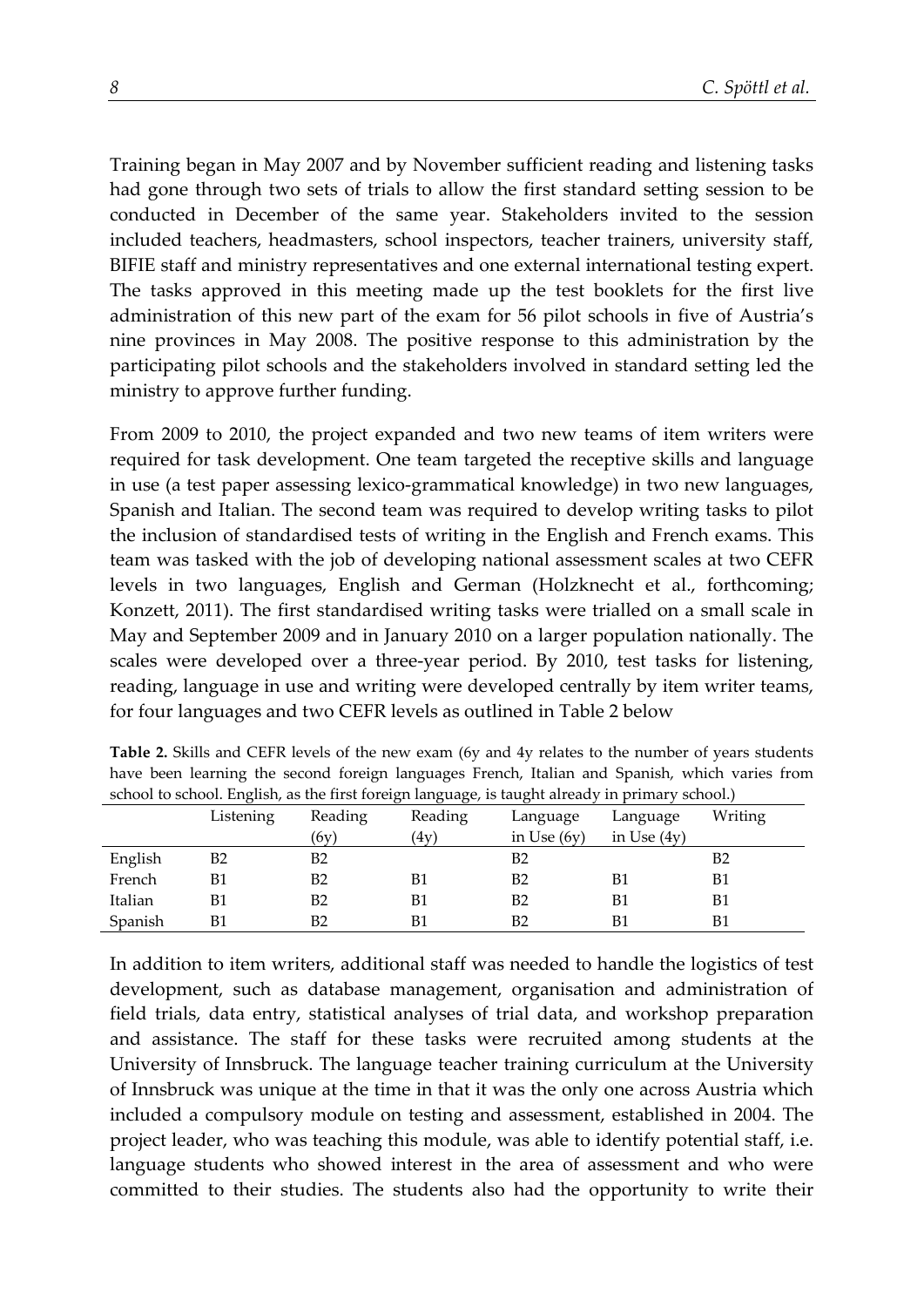Training began in May 2007 and by November sufficient reading and listening tasks had gone through two sets of trials to allow the first standard setting session to be conducted in December of the same year. Stakeholders invited to the session included teachers, headmasters, school inspectors, teacher trainers, university staff, BIFIE staff and ministry representatives and one external international testing expert. The tasks approved in this meeting made up the test booklets for the first live administration of this new part of the exam for 56 pilot schools in five of Austria's nine provinces in May 2008. The positive response to this administration by the participating pilot schools and the stakeholders involved in standard setting led the ministry to approve further funding.

From 2009 to 2010, the project expanded and two new teams of item writers were required for task development. One team targeted the receptive skills and language in use (a test paper assessing lexico-grammatical knowledge) in two new languages, Spanish and Italian. The second team was required to develop writing tasks to pilot the inclusion of standardised tests of writing in the English and French exams. This team was tasked with the job of developing national assessment scales at two CEFR levels in two languages, English and German (Holzknecht et al., forthcoming; Konzett, 2011). The first standardised writing tasks were trialled on a small scale in May and September 2009 and in January 2010 on a larger population nationally. The scales were developed over a three-year period. By 2010, test tasks for listening, reading, language in use and writing were developed centrally by item writer teams, for four languages and two CEFR levels as outlined in Table 2 below

**Table 2.** Skills and CEFR levels of the new exam (6y and 4y relates to the number of years students have been learning the second foreign languages French, Italian and Spanish, which varies from school to school. English, as the first foreign language, is taught already in primary school.)

| | Listening | Reading (6y) | Reading (4y) | Language in Use (6y) | Language in Use (4y) | Writing |
|---|---|---|---|---|---|---|
| English | B2 | B2 | | B2 | | B2 |
| French | B1 | B2 | B1 | B2 | B1 | B1 |
| Italian | B1 | B2 | B1 | B2 | B1 | B1 |
| Spanish | B1 | B2 | B1 | B2 | B1 | B1 |

In addition to item writers, additional staff was needed to handle the logistics of test development, such as database management, organisation and administration of field trials, data entry, statistical analyses of trial data, and workshop preparation and assistance. The staff for these tasks were recruited among students at the University of Innsbruck. The language teacher training curriculum at the University of Innsbruck was unique at the time in that it was the only one across Austria which included a compulsory module on testing and assessment, established in 2004. The project leader, who was teaching this module, was able to identify potential staff, i.e. language students who showed interest in the area of assessment and who were committed to their studies. The students also had the opportunity to write their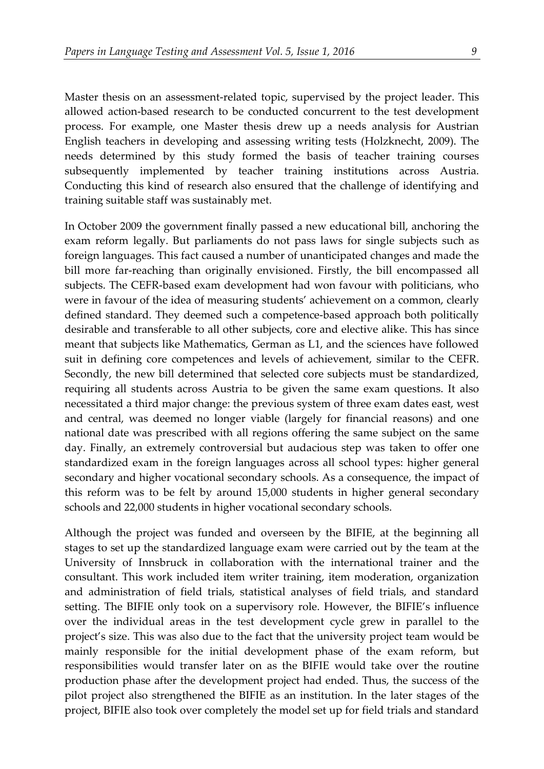Master thesis on an assessment-related topic, supervised by the project leader. This allowed action-based research to be conducted concurrent to the test development process. For example, one Master thesis drew up a needs analysis for Austrian English teachers in developing and assessing writing tests (Holzknecht, 2009). The needs determined by this study formed the basis of teacher training courses subsequently implemented by teacher training institutions across Austria. Conducting this kind of research also ensured that the challenge of identifying and training suitable staff was sustainably met.

In October 2009 the government finally passed a new educational bill, anchoring the exam reform legally. But parliaments do not pass laws for single subjects such as foreign languages. This fact caused a number of unanticipated changes and made the bill more far-reaching than originally envisioned. Firstly, the bill encompassed all subjects. The CEFR-based exam development had won favour with politicians, who were in favour of the idea of measuring students' achievement on a common, clearly defined standard. They deemed such a competence-based approach both politically desirable and transferable to all other subjects, core and elective alike. This has since meant that subjects like Mathematics, German as L1, and the sciences have followed suit in defining core competences and levels of achievement, similar to the CEFR. Secondly, the new bill determined that selected core subjects must be standardized, requiring all students across Austria to be given the same exam questions. It also necessitated a third major change: the previous system of three exam dates east, west and central, was deemed no longer viable (largely for financial reasons) and one national date was prescribed with all regions offering the same subject on the same day. Finally, an extremely controversial but audacious step was taken to offer one standardized exam in the foreign languages across all school types: higher general secondary and higher vocational secondary schools. As a consequence, the impact of this reform was to be felt by around 15,000 students in higher general secondary schools and 22,000 students in higher vocational secondary schools.

Although the project was funded and overseen by the BIFIE, at the beginning all stages to set up the standardized language exam were carried out by the team at the University of Innsbruck in collaboration with the international trainer and the consultant. This work included item writer training, item moderation, organization and administration of field trials, statistical analyses of field trials, and standard setting. The BIFIE only took on a supervisory role. However, the BIFIE's influence over the individual areas in the test development cycle grew in parallel to the project's size. This was also due to the fact that the university project team would be mainly responsible for the initial development phase of the exam reform, but responsibilities would transfer later on as the BIFIE would take over the routine production phase after the development project had ended. Thus, the success of the pilot project also strengthened the BIFIE as an institution. In the later stages of the project, BIFIE also took over completely the model set up for field trials and standard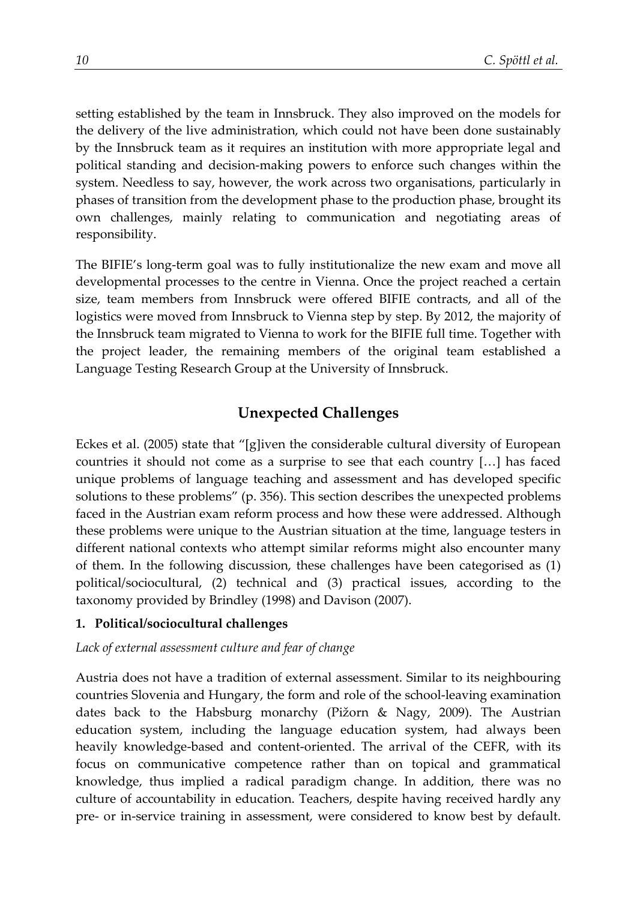setting established by the team in Innsbruck. They also improved on the models for the delivery of the live administration, which could not have been done sustainably by the Innsbruck team as it requires an institution with more appropriate legal and political standing and decision-making powers to enforce such changes within the system. Needless to say, however, the work across two organisations, particularly in phases of transition from the development phase to the production phase, brought its own challenges, mainly relating to communication and negotiating areas of responsibility.

The BIFIE's long-term goal was to fully institutionalize the new exam and move all developmental processes to the centre in Vienna. Once the project reached a certain size, team members from Innsbruck were offered BIFIE contracts, and all of the logistics were moved from Innsbruck to Vienna step by step. By 2012, the majority of the Innsbruck team migrated to Vienna to work for the BIFIE full time. Together with the project leader, the remaining members of the original team established a Language Testing Research Group at the University of Innsbruck.

## Unexpected Challenges

Eckes et al. (2005) state that "[g]iven the considerable cultural diversity of European countries it should not come as a surprise to see that each country […] has faced unique problems of language teaching and assessment and has developed specific solutions to these problems" (p. 356). This section describes the unexpected problems faced in the Austrian exam reform process and how these were addressed. Although these problems were unique to the Austrian situation at the time, language testers in different national contexts who attempt similar reforms might also encounter many of them. In the following discussion, these challenges have been categorised as (1) political/sociocultural, (2) technical and (3) practical issues, according to the taxonomy provided by Brindley (1998) and Davison (2007).

### 1. Political/sociocultural challenges

*Lack of external assessment culture and fear of change*

Austria does not have a tradition of external assessment. Similar to its neighbouring countries Slovenia and Hungary, the form and role of the school-leaving examination dates back to the Habsburg monarchy (Pižorn & Nagy, 2009). The Austrian education system, including the language education system, had always been heavily knowledge-based and content-oriented. The arrival of the CEFR, with its focus on communicative competence rather than on topical and grammatical knowledge, thus implied a radical paradigm change. In addition, there was no culture of accountability in education. Teachers, despite having received hardly any pre- or in-service training in assessment, were considered to know best by default.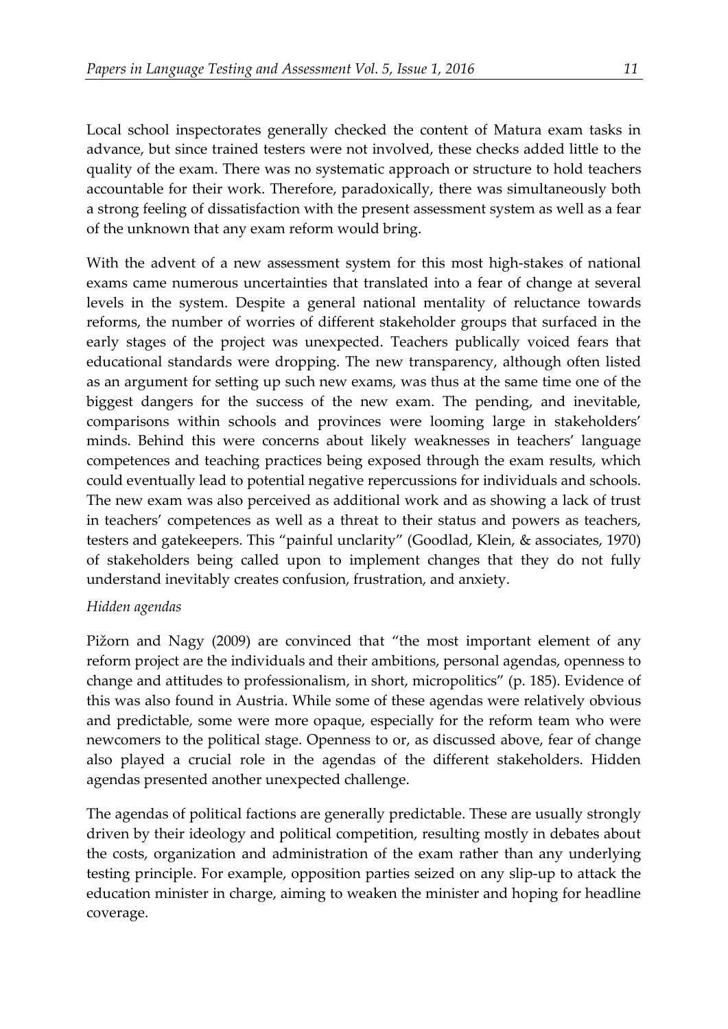Local school inspectorates generally checked the content of Matura exam tasks in advance, but since trained testers were not involved, these checks added little to the quality of the exam. There was no systematic approach or structure to hold teachers accountable for their work. Therefore, paradoxically, there was simultaneously both a strong feeling of dissatisfaction with the present assessment system as well as a fear of the unknown that any exam reform would bring.

With the advent of a new assessment system for this most high-stakes of national exams came numerous uncertainties that translated into a fear of change at several levels in the system. Despite a general national mentality of reluctance towards reforms, the number of worries of different stakeholder groups that surfaced in the early stages of the project was unexpected. Teachers publically voiced fears that educational standards were dropping. The new transparency, although often listed as an argument for setting up such new exams, was thus at the same time one of the biggest dangers for the success of the new exam. The pending, and inevitable, comparisons within schools and provinces were looming large in stakeholders' minds. Behind this were concerns about likely weaknesses in teachers' language competences and teaching practices being exposed through the exam results, which could eventually lead to potential negative repercussions for individuals and schools. The new exam was also perceived as additional work and as showing a lack of trust in teachers' competences as well as a threat to their status and powers as teachers, testers and gatekeepers. This "painful unclarity" (Goodlad, Klein, & associates, 1970) of stakeholders being called upon to implement changes that they do not fully understand inevitably creates confusion, frustration, and anxiety.

*Hidden agendas*

Pižorn and Nagy (2009) are convinced that "the most important element of any reform project are the individuals and their ambitions, personal agendas, openness to change and attitudes to professionalism, in short, micropolitics" (p. 185). Evidence of this was also found in Austria. While some of these agendas were relatively obvious and predictable, some were more opaque, especially for the reform team who were newcomers to the political stage. Openness to or, as discussed above, fear of change also played a crucial role in the agendas of the different stakeholders. Hidden agendas presented another unexpected challenge.

The agendas of political factions are generally predictable. These are usually strongly driven by their ideology and political competition, resulting mostly in debates about the costs, organization and administration of the exam rather than any underlying testing principle. For example, opposition parties seized on any slip-up to attack the education minister in charge, aiming to weaken the minister and hoping for headline coverage.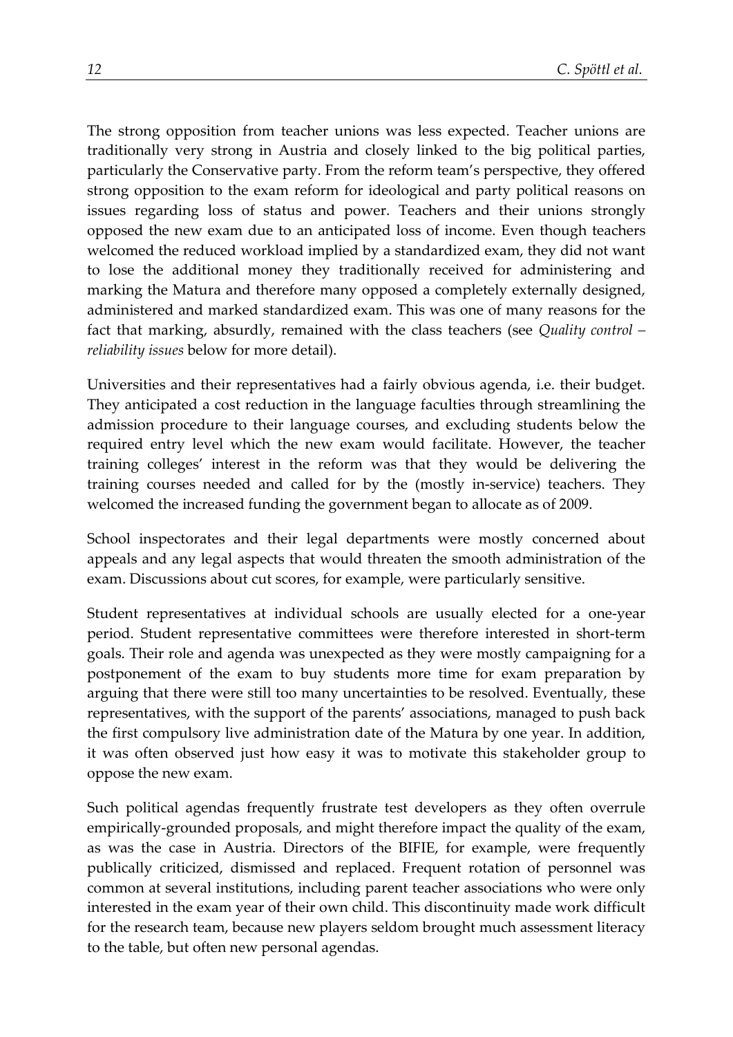The strong opposition from teacher unions was less expected. Teacher unions are traditionally very strong in Austria and closely linked to the big political parties, particularly the Conservative party. From the reform team's perspective, they offered strong opposition to the exam reform for ideological and party political reasons on issues regarding loss of status and power. Teachers and their unions strongly opposed the new exam due to an anticipated loss of income. Even though teachers welcomed the reduced workload implied by a standardized exam, they did not want to lose the additional money they traditionally received for administering and marking the Matura and therefore many opposed a completely externally designed, administered and marked standardized exam. This was one of many reasons for the fact that marking, absurdly, remained with the class teachers (see *Quality control – reliability issues* below for more detail).

Universities and their representatives had a fairly obvious agenda, i.e. their budget. They anticipated a cost reduction in the language faculties through streamlining the admission procedure to their language courses, and excluding students below the required entry level which the new exam would facilitate. However, the teacher training colleges' interest in the reform was that they would be delivering the training courses needed and called for by the (mostly in-service) teachers. They welcomed the increased funding the government began to allocate as of 2009.

School inspectorates and their legal departments were mostly concerned about appeals and any legal aspects that would threaten the smooth administration of the exam. Discussions about cut scores, for example, were particularly sensitive.

Student representatives at individual schools are usually elected for a one-year period. Student representative committees were therefore interested in short-term goals. Their role and agenda was unexpected as they were mostly campaigning for a postponement of the exam to buy students more time for exam preparation by arguing that there were still too many uncertainties to be resolved. Eventually, these representatives, with the support of the parents' associations, managed to push back the first compulsory live administration date of the Matura by one year. In addition, it was often observed just how easy it was to motivate this stakeholder group to oppose the new exam.

Such political agendas frequently frustrate test developers as they often overrule empirically-grounded proposals, and might therefore impact the quality of the exam, as was the case in Austria. Directors of the BIFIE, for example, were frequently publically criticized, dismissed and replaced. Frequent rotation of personnel was common at several institutions, including parent teacher associations who were only interested in the exam year of their own child. This discontinuity made work difficult for the research team, because new players seldom brought much assessment literacy to the table, but often new personal agendas.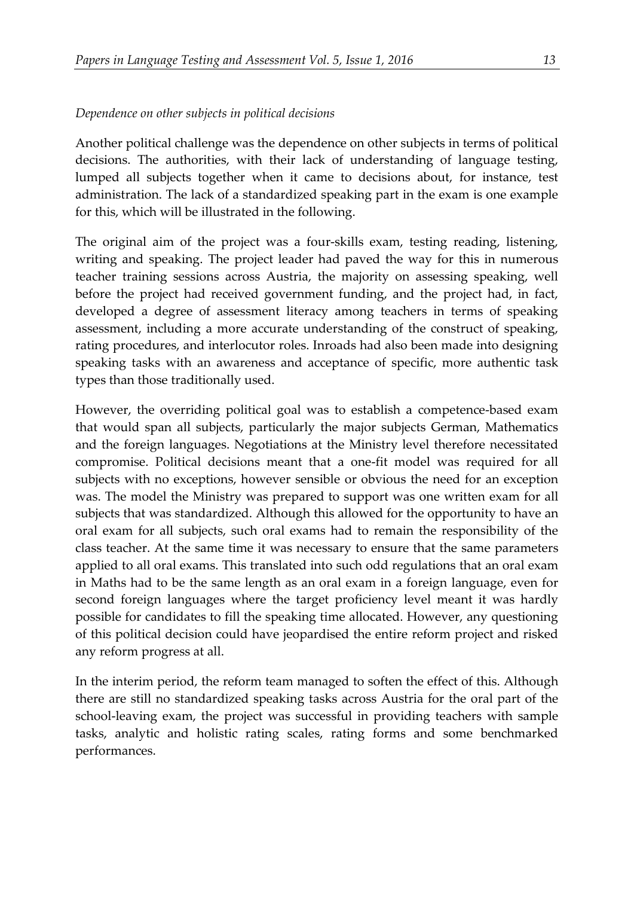*Dependence on other subjects in political decisions*

Another political challenge was the dependence on other subjects in terms of political decisions. The authorities, with their lack of understanding of language testing, lumped all subjects together when it came to decisions about, for instance, test administration. The lack of a standardized speaking part in the exam is one example for this, which will be illustrated in the following.

The original aim of the project was a four-skills exam, testing reading, listening, writing and speaking. The project leader had paved the way for this in numerous teacher training sessions across Austria, the majority on assessing speaking, well before the project had received government funding, and the project had, in fact, developed a degree of assessment literacy among teachers in terms of speaking assessment, including a more accurate understanding of the construct of speaking, rating procedures, and interlocutor roles. Inroads had also been made into designing speaking tasks with an awareness and acceptance of specific, more authentic task types than those traditionally used.

However, the overriding political goal was to establish a competence-based exam that would span all subjects, particularly the major subjects German, Mathematics and the foreign languages. Negotiations at the Ministry level therefore necessitated compromise. Political decisions meant that a one-fit model was required for all subjects with no exceptions, however sensible or obvious the need for an exception was. The model the Ministry was prepared to support was one written exam for all subjects that was standardized. Although this allowed for the opportunity to have an oral exam for all subjects, such oral exams had to remain the responsibility of the class teacher. At the same time it was necessary to ensure that the same parameters applied to all oral exams. This translated into such odd regulations that an oral exam in Maths had to be the same length as an oral exam in a foreign language, even for second foreign languages where the target proficiency level meant it was hardly possible for candidates to fill the speaking time allocated. However, any questioning of this political decision could have jeopardised the entire reform project and risked any reform progress at all.

In the interim period, the reform team managed to soften the effect of this. Although there are still no standardized speaking tasks across Austria for the oral part of the school-leaving exam, the project was successful in providing teachers with sample tasks, analytic and holistic rating scales, rating forms and some benchmarked performances.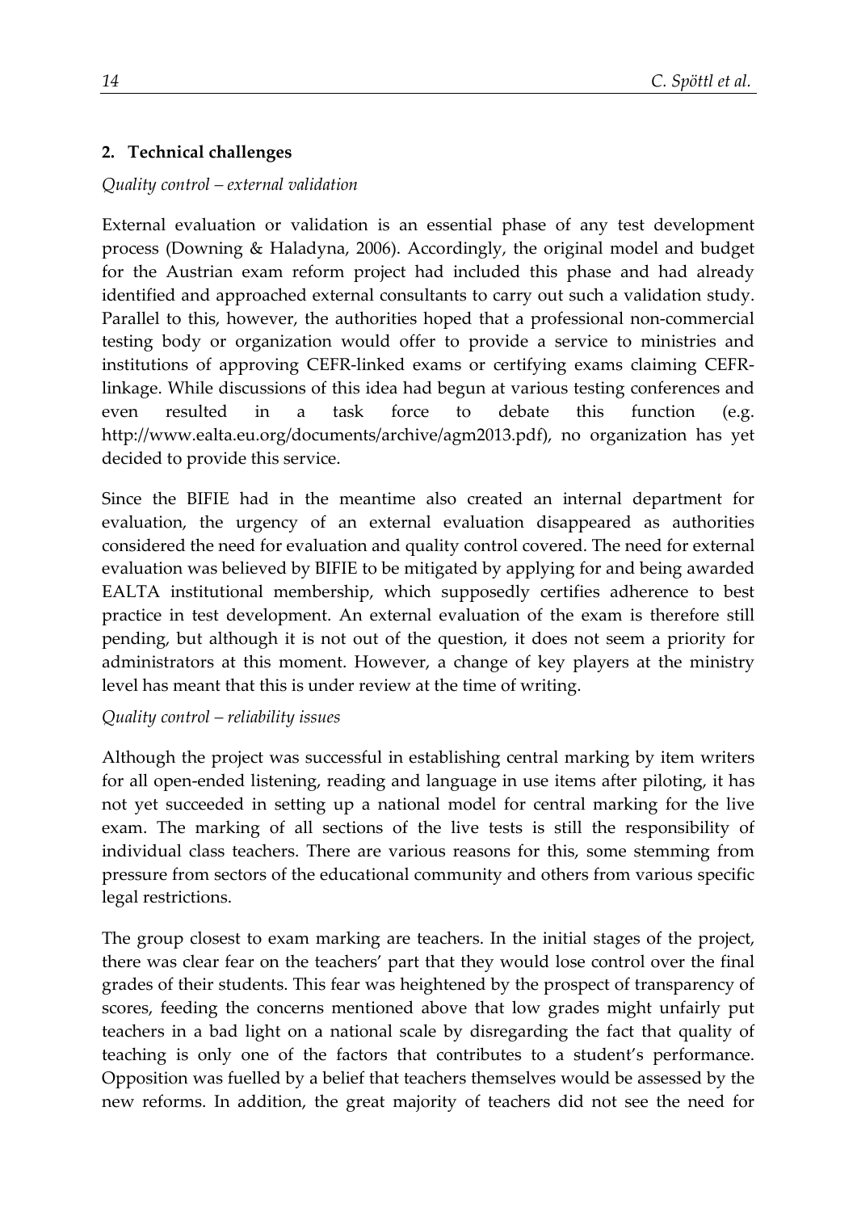## 2. Technical challenges

*Quality control – external validation*

External evaluation or validation is an essential phase of any test development process (Downing & Haladyna, 2006). Accordingly, the original model and budget for the Austrian exam reform project had included this phase and had already identified and approached external consultants to carry out such a validation study. Parallel to this, however, the authorities hoped that a professional non-commercial testing body or organization would offer to provide a service to ministries and institutions of approving CEFR-linked exams or certifying exams claiming CEFR-linkage. While discussions of this idea had begun at various testing conferences and even resulted in a task force to debate this function (e.g. http://www.ealta.eu.org/documents/archive/agm2013.pdf), no organization has yet decided to provide this service.

Since the BIFIE had in the meantime also created an internal department for evaluation, the urgency of an external evaluation disappeared as authorities considered the need for evaluation and quality control covered. The need for external evaluation was believed by BIFIE to be mitigated by applying for and being awarded EALTA institutional membership, which supposedly certifies adherence to best practice in test development. An external evaluation of the exam is therefore still pending, but although it is not out of the question, it does not seem a priority for administrators at this moment. However, a change of key players at the ministry level has meant that this is under review at the time of writing.

*Quality control – reliability issues*

Although the project was successful in establishing central marking by item writers for all open-ended listening, reading and language in use items after piloting, it has not yet succeeded in setting up a national model for central marking for the live exam. The marking of all sections of the live tests is still the responsibility of individual class teachers. There are various reasons for this, some stemming from pressure from sectors of the educational community and others from various specific legal restrictions.

The group closest to exam marking are teachers. In the initial stages of the project, there was clear fear on the teachers' part that they would lose control over the final grades of their students. This fear was heightened by the prospect of transparency of scores, feeding the concerns mentioned above that low grades might unfairly put teachers in a bad light on a national scale by disregarding the fact that quality of teaching is only one of the factors that contributes to a student's performance. Opposition was fuelled by a belief that teachers themselves would be assessed by the new reforms. In addition, the great majority of teachers did not see the need for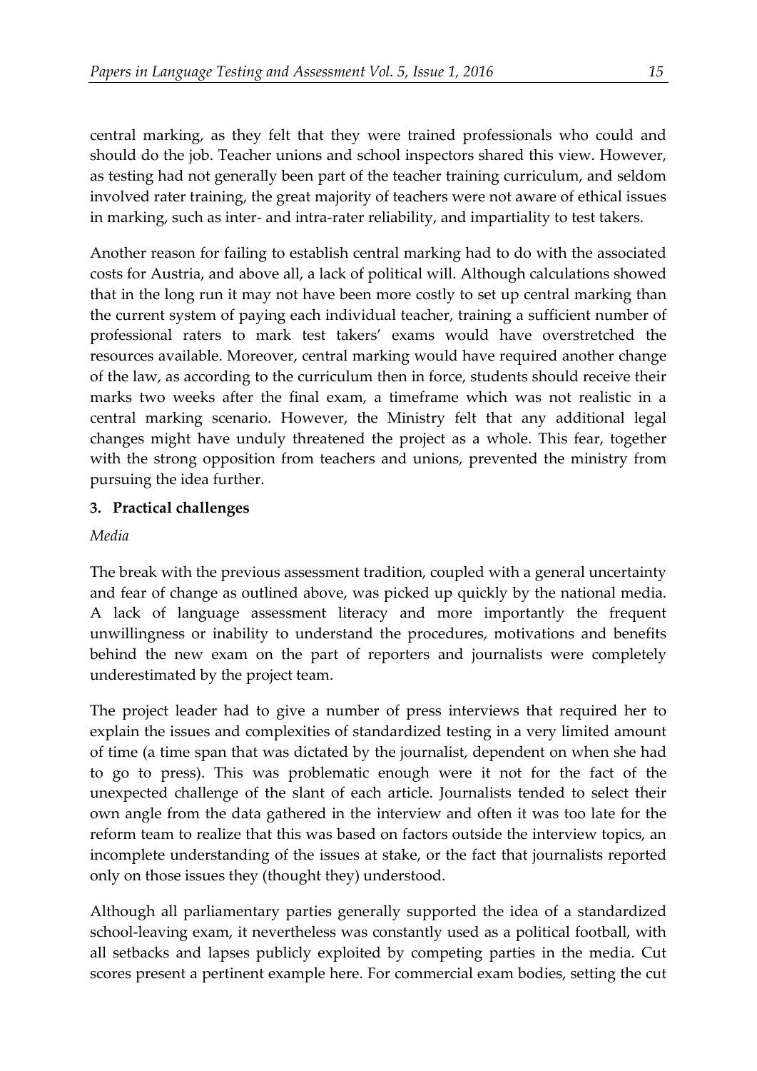central marking, as they felt that they were trained professionals who could and should do the job. Teacher unions and school inspectors shared this view. However, as testing had not generally been part of the teacher training curriculum, and seldom involved rater training, the great majority of teachers were not aware of ethical issues in marking, such as inter- and intra-rater reliability, and impartiality to test takers.

Another reason for failing to establish central marking had to do with the associated costs for Austria, and above all, a lack of political will. Although calculations showed that in the long run it may not have been more costly to set up central marking than the current system of paying each individual teacher, training a sufficient number of professional raters to mark test takers' exams would have overstretched the resources available. Moreover, central marking would have required another change of the law, as according to the curriculum then in force, students should receive their marks two weeks after the final exam, a timeframe which was not realistic in a central marking scenario. However, the Ministry felt that any additional legal changes might have unduly threatened the project as a whole. This fear, together with the strong opposition from teachers and unions, prevented the ministry from pursuing the idea further.

## 3. Practical challenges

*Media*

The break with the previous assessment tradition, coupled with a general uncertainty and fear of change as outlined above, was picked up quickly by the national media. A lack of language assessment literacy and more importantly the frequent unwillingness or inability to understand the procedures, motivations and benefits behind the new exam on the part of reporters and journalists were completely underestimated by the project team.

The project leader had to give a number of press interviews that required her to explain the issues and complexities of standardized testing in a very limited amount of time (a time span that was dictated by the journalist, dependent on when she had to go to press). This was problematic enough were it not for the fact of the unexpected challenge of the slant of each article. Journalists tended to select their own angle from the data gathered in the interview and often it was too late for the reform team to realize that this was based on factors outside the interview topics, an incomplete understanding of the issues at stake, or the fact that journalists reported only on those issues they (thought they) understood.

Although all parliamentary parties generally supported the idea of a standardized school-leaving exam, it nevertheless was constantly used as a political football, with all setbacks and lapses publicly exploited by competing parties in the media. Cut scores present a pertinent example here. For commercial exam bodies, setting the cut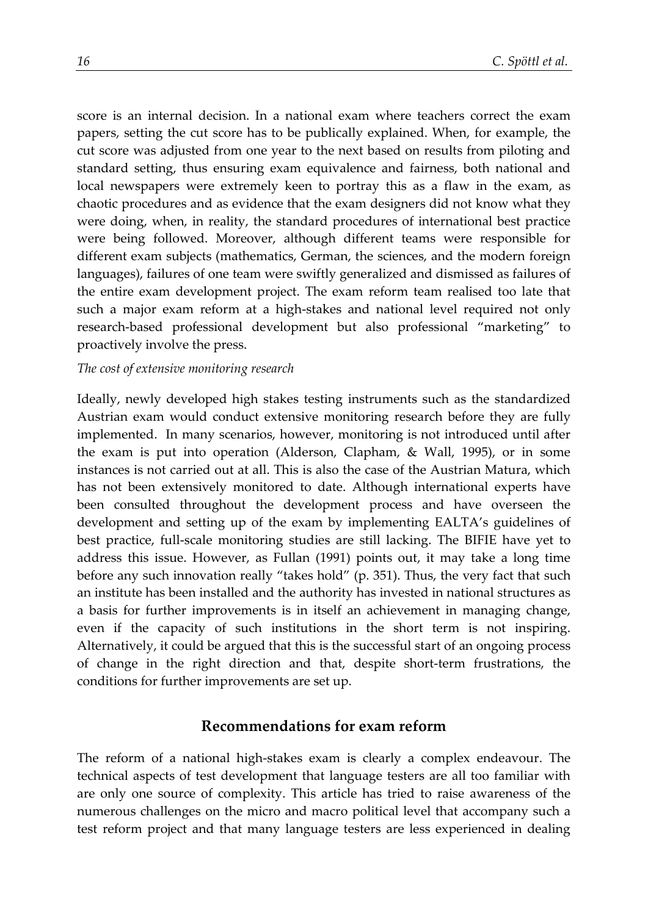score is an internal decision. In a national exam where teachers correct the exam papers, setting the cut score has to be publically explained. When, for example, the cut score was adjusted from one year to the next based on results from piloting and standard setting, thus ensuring exam equivalence and fairness, both national and local newspapers were extremely keen to portray this as a flaw in the exam, as chaotic procedures and as evidence that the exam designers did not know what they were doing, when, in reality, the standard procedures of international best practice were being followed. Moreover, although different teams were responsible for different exam subjects (mathematics, German, the sciences, and the modern foreign languages), failures of one team were swiftly generalized and dismissed as failures of the entire exam development project. The exam reform team realised too late that such a major exam reform at a high-stakes and national level required not only research-based professional development but also professional "marketing" to proactively involve the press.

*The cost of extensive monitoring research*

Ideally, newly developed high stakes testing instruments such as the standardized Austrian exam would conduct extensive monitoring research before they are fully implemented. In many scenarios, however, monitoring is not introduced until after the exam is put into operation (Alderson, Clapham, & Wall, 1995), or in some instances is not carried out at all. This is also the case of the Austrian Matura, which has not been extensively monitored to date. Although international experts have been consulted throughout the development process and have overseen the development and setting up of the exam by implementing EALTA's guidelines of best practice, full-scale monitoring studies are still lacking. The BIFIE have yet to address this issue. However, as Fullan (1991) points out, it may take a long time before any such innovation really "takes hold" (p. 351). Thus, the very fact that such an institute has been installed and the authority has invested in national structures as a basis for further improvements is in itself an achievement in managing change, even if the capacity of such institutions in the short term is not inspiring. Alternatively, it could be argued that this is the successful start of an ongoing process of change in the right direction and that, despite short-term frustrations, the conditions for further improvements are set up.

## Recommendations for exam reform

The reform of a national high-stakes exam is clearly a complex endeavour. The technical aspects of test development that language testers are all too familiar with are only one source of complexity. This article has tried to raise awareness of the numerous challenges on the micro and macro political level that accompany such a test reform project and that many language testers are less experienced in dealing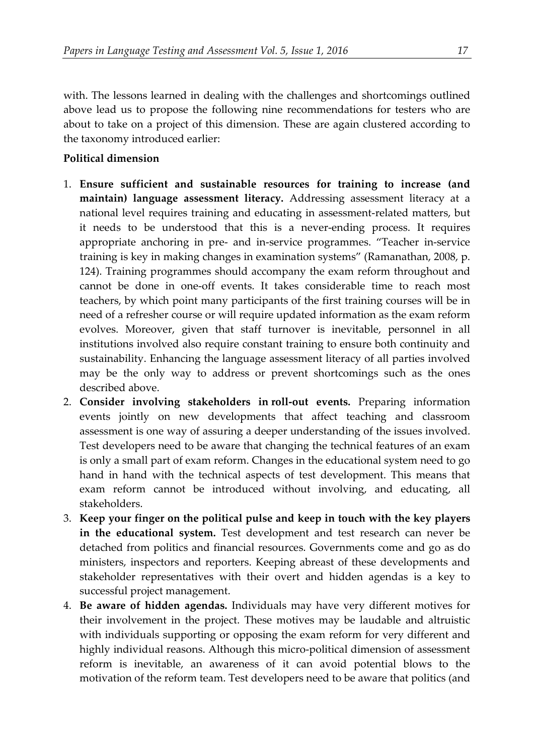with. The lessons learned in dealing with the challenges and shortcomings outlined above lead us to propose the following nine recommendations for testers who are about to take on a project of this dimension. These are again clustered according to the taxonomy introduced earlier:

**Political dimension**

1. **Ensure sufficient and sustainable resources for training to increase (and maintain) language assessment literacy.** Addressing assessment literacy at a national level requires training and educating in assessment-related matters, but it needs to be understood that this is a never-ending process. It requires appropriate anchoring in pre- and in-service programmes. "Teacher in-service training is key in making changes in examination systems" (Ramanathan, 2008, p. 124). Training programmes should accompany the exam reform throughout and cannot be done in one-off events. It takes considerable time to reach most teachers, by which point many participants of the first training courses will be in need of a refresher course or will require updated information as the exam reform evolves. Moreover, given that staff turnover is inevitable, personnel in all institutions involved also require constant training to ensure both continuity and sustainability. Enhancing the language assessment literacy of all parties involved may be the only way to address or prevent shortcomings such as the ones described above.
2. **Consider involving stakeholders in roll-out events.** Preparing information events jointly on new developments that affect teaching and classroom assessment is one way of assuring a deeper understanding of the issues involved. Test developers need to be aware that changing the technical features of an exam is only a small part of exam reform. Changes in the educational system need to go hand in hand with the technical aspects of test development. This means that exam reform cannot be introduced without involving, and educating, all stakeholders.
3. **Keep your finger on the political pulse and keep in touch with the key players in the educational system.** Test development and test research can never be detached from politics and financial resources. Governments come and go as do ministers, inspectors and reporters. Keeping abreast of these developments and stakeholder representatives with their overt and hidden agendas is a key to successful project management.
4. **Be aware of hidden agendas.** Individuals may have very different motives for their involvement in the project. These motives may be laudable and altruistic with individuals supporting or opposing the exam reform for very different and highly individual reasons. Although this micro-political dimension of assessment reform is inevitable, an awareness of it can avoid potential blows to the motivation of the reform team. Test developers need to be aware that politics (and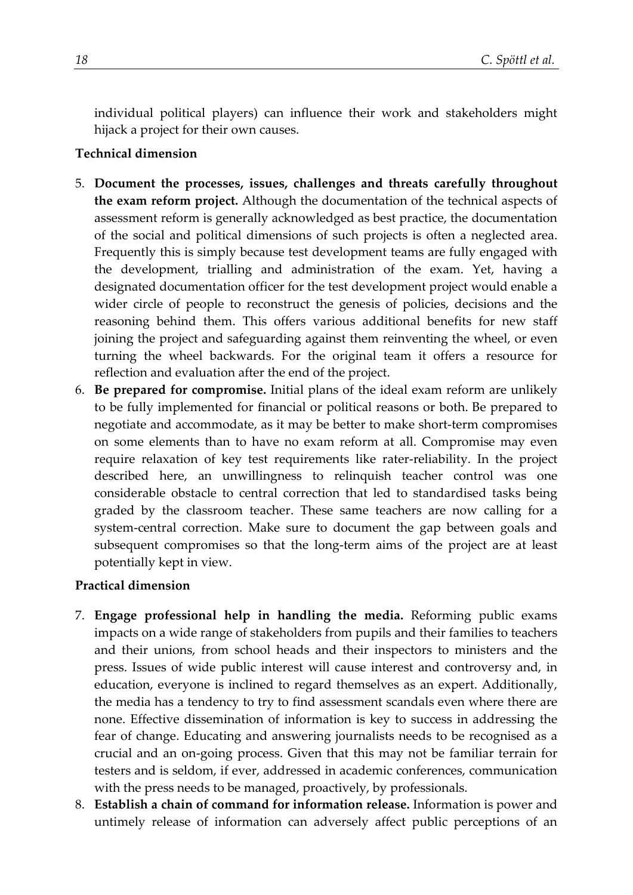individual political players) can influence their work and stakeholders might hijack a project for their own causes.

**Technical dimension**

5. **Document the processes, issues, challenges and threats carefully throughout the exam reform project.** Although the documentation of the technical aspects of assessment reform is generally acknowledged as best practice, the documentation of the social and political dimensions of such projects is often a neglected area. Frequently this is simply because test development teams are fully engaged with the development, trialling and administration of the exam. Yet, having a designated documentation officer for the test development project would enable a wider circle of people to reconstruct the genesis of policies, decisions and the reasoning behind them. This offers various additional benefits for new staff joining the project and safeguarding against them reinventing the wheel, or even turning the wheel backwards. For the original team it offers a resource for reflection and evaluation after the end of the project.
6. **Be prepared for compromise.** Initial plans of the ideal exam reform are unlikely to be fully implemented for financial or political reasons or both. Be prepared to negotiate and accommodate, as it may be better to make short-term compromises on some elements than to have no exam reform at all. Compromise may even require relaxation of key test requirements like rater-reliability. In the project described here, an unwillingness to relinquish teacher control was one considerable obstacle to central correction that led to standardised tasks being graded by the classroom teacher. These same teachers are now calling for a system-central correction. Make sure to document the gap between goals and subsequent compromises so that the long-term aims of the project are at least potentially kept in view.

**Practical dimension**

7. **Engage professional help in handling the media.** Reforming public exams impacts on a wide range of stakeholders from pupils and their families to teachers and their unions, from school heads and their inspectors to ministers and the press. Issues of wide public interest will cause interest and controversy and, in education, everyone is inclined to regard themselves as an expert. Additionally, the media has a tendency to try to find assessment scandals even where there are none. Effective dissemination of information is key to success in addressing the fear of change. Educating and answering journalists needs to be recognised as a crucial and an on-going process. Given that this may not be familiar terrain for testers and is seldom, if ever, addressed in academic conferences, communication with the press needs to be managed, proactively, by professionals.
8. **Establish a chain of command for information release.** Information is power and untimely release of information can adversely affect public perceptions of an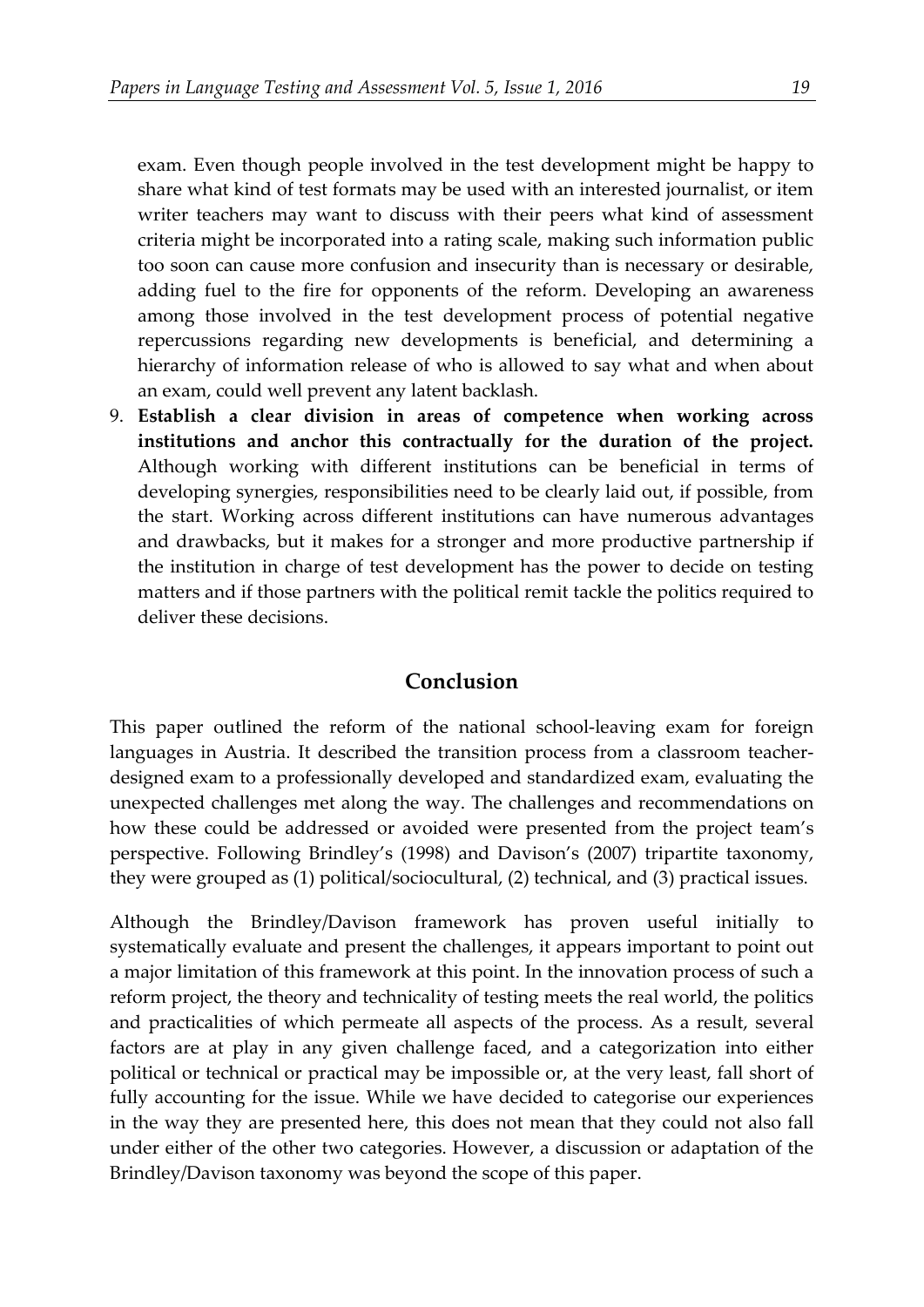exam. Even though people involved in the test development might be happy to share what kind of test formats may be used with an interested journalist, or item writer teachers may want to discuss with their peers what kind of assessment criteria might be incorporated into a rating scale, making such information public too soon can cause more confusion and insecurity than is necessary or desirable, adding fuel to the fire for opponents of the reform. Developing an awareness among those involved in the test development process of potential negative repercussions regarding new developments is beneficial, and determining a hierarchy of information release of who is allowed to say what and when about an exam, could well prevent any latent backlash.

9. **Establish a clear division in areas of competence when working across institutions and anchor this contractually for the duration of the project.** Although working with different institutions can be beneficial in terms of developing synergies, responsibilities need to be clearly laid out, if possible, from the start. Working across different institutions can have numerous advantages and drawbacks, but it makes for a stronger and more productive partnership if the institution in charge of test development has the power to decide on testing matters and if those partners with the political remit tackle the politics required to deliver these decisions.

## Conclusion

This paper outlined the reform of the national school-leaving exam for foreign languages in Austria. It described the transition process from a classroom teacher-designed exam to a professionally developed and standardized exam, evaluating the unexpected challenges met along the way. The challenges and recommendations on how these could be addressed or avoided were presented from the project team's perspective. Following Brindley's (1998) and Davison's (2007) tripartite taxonomy, they were grouped as (1) political/sociocultural, (2) technical, and (3) practical issues.

Although the Brindley/Davison framework has proven useful initially to systematically evaluate and present the challenges, it appears important to point out a major limitation of this framework at this point. In the innovation process of such a reform project, the theory and technicality of testing meets the real world, the politics and practicalities of which permeate all aspects of the process. As a result, several factors are at play in any given challenge faced, and a categorization into either political or technical or practical may be impossible or, at the very least, fall short of fully accounting for the issue. While we have decided to categorise our experiences in the way they are presented here, this does not mean that they could not also fall under either of the other two categories. However, a discussion or adaptation of the Brindley/Davison taxonomy was beyond the scope of this paper.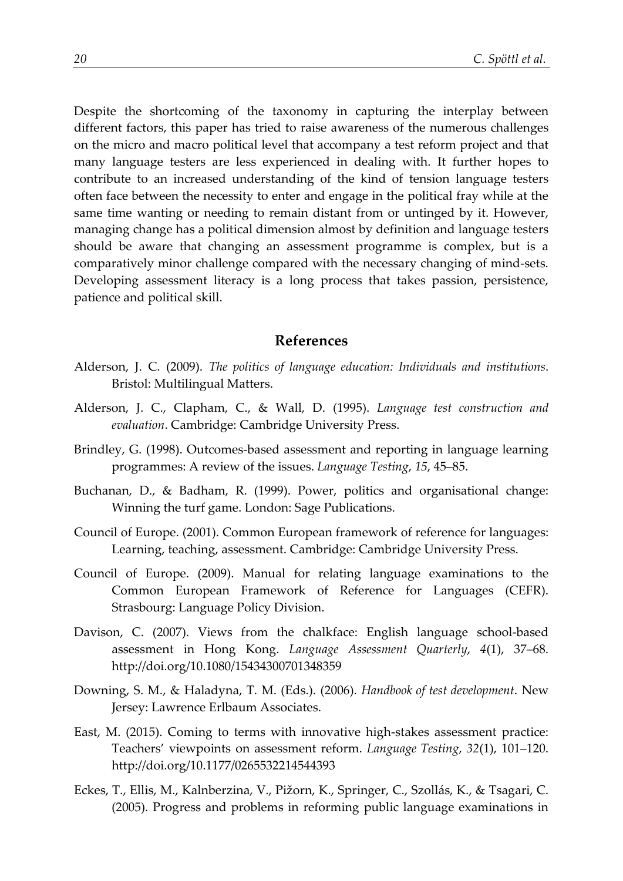Despite the shortcoming of the taxonomy in capturing the interplay between different factors, this paper has tried to raise awareness of the numerous challenges on the micro and macro political level that accompany a test reform project and that many language testers are less experienced in dealing with. It further hopes to contribute to an increased understanding of the kind of tension language testers often face between the necessity to enter and engage in the political fray while at the same time wanting or needing to remain distant from or untinged by it. However, managing change has a political dimension almost by definition and language testers should be aware that changing an assessment programme is complex, but is a comparatively minor challenge compared with the necessary changing of mind-sets. Developing assessment literacy is a long process that takes passion, persistence, patience and political skill.

## References

Alderson, J. C. (2009). *The politics of language education: Individuals and institutions*. Bristol: Multilingual Matters.

Alderson, J. C., Clapham, C., & Wall, D. (1995). *Language test construction and evaluation*. Cambridge: Cambridge University Press.

Brindley, G. (1998). Outcomes-based assessment and reporting in language learning programmes: A review of the issues. *Language Testing*, *15*, 45–85.

Buchanan, D., & Badham, R. (1999). Power, politics and organisational change: Winning the turf game. London: Sage Publications.

Council of Europe. (2001). Common European framework of reference for languages: Learning, teaching, assessment. Cambridge: Cambridge University Press.

Council of Europe. (2009). Manual for relating language examinations to the Common European Framework of Reference for Languages (CEFR). Strasbourg: Language Policy Division.

Davison, C. (2007). Views from the chalkface: English language school-based assessment in Hong Kong. *Language Assessment Quarterly*, *4*(1), 37–68. http://doi.org/10.1080/15434300701348359

Downing, S. M., & Haladyna, T. M. (Eds.). (2006). *Handbook of test development*. New Jersey: Lawrence Erlbaum Associates.

East, M. (2015). Coming to terms with innovative high-stakes assessment practice: Teachers' viewpoints on assessment reform. *Language Testing*, *32*(1), 101–120. http://doi.org/10.1177/0265532214544393

Eckes, T., Ellis, M., Kalnberzina, V., Pižorn, K., Springer, C., Szollás, K., & Tsagari, C. (2005). Progress and problems in reforming public language examinations in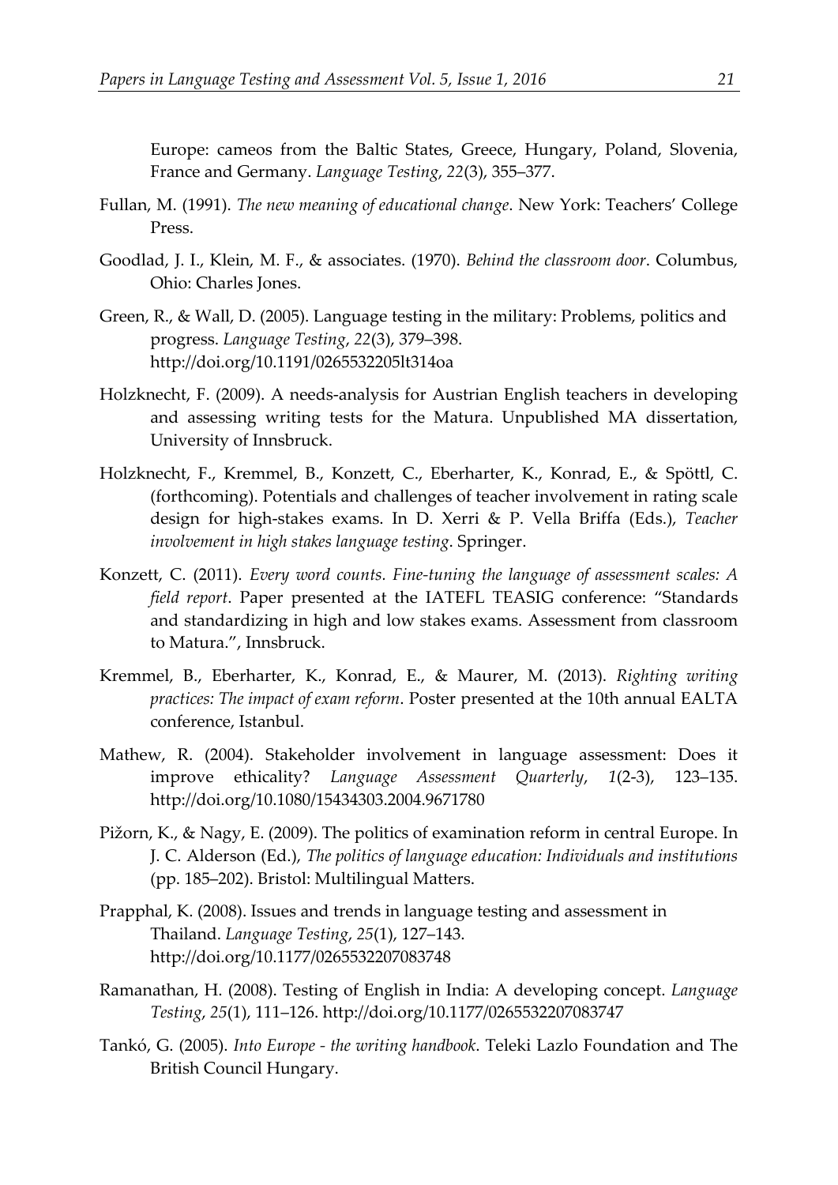Europe: cameos from the Baltic States, Greece, Hungary, Poland, Slovenia, France and Germany. *Language Testing*, *22*(3), 355–377.

Fullan, M. (1991). *The new meaning of educational change*. New York: Teachers' College Press.

Goodlad, J. I., Klein, M. F., & associates. (1970). *Behind the classroom door*. Columbus, Ohio: Charles Jones.

Green, R., & Wall, D. (2005). Language testing in the military: Problems, politics and progress. *Language Testing*, *22*(3), 379–398. http://doi.org/10.1191/0265532205lt314oa

Holzknecht, F. (2009). A needs-analysis for Austrian English teachers in developing and assessing writing tests for the Matura. Unpublished MA dissertation, University of Innsbruck.

Holzknecht, F., Kremmel, B., Konzett, C., Eberharter, K., Konrad, E., & Spöttl, C. (forthcoming). Potentials and challenges of teacher involvement in rating scale design for high-stakes exams. In D. Xerri & P. Vella Briffa (Eds.), *Teacher involvement in high stakes language testing*. Springer.

Konzett, C. (2011). *Every word counts. Fine-tuning the language of assessment scales: A field report*. Paper presented at the IATEFL TEASIG conference: "Standards and standardizing in high and low stakes exams. Assessment from classroom to Matura.", Innsbruck.

Kremmel, B., Eberharter, K., Konrad, E., & Maurer, M. (2013). *Righting writing practices: The impact of exam reform*. Poster presented at the 10th annual EALTA conference, Istanbul.

Mathew, R. (2004). Stakeholder involvement in language assessment: Does it improve ethicality? *Language Assessment Quarterly*, *1*(2-3), 123–135. http://doi.org/10.1080/15434303.2004.9671780

Pižorn, K., & Nagy, E. (2009). The politics of examination reform in central Europe. In J. C. Alderson (Ed.), *The politics of language education: Individuals and institutions* (pp. 185–202). Bristol: Multilingual Matters.

Prapphal, K. (2008). Issues and trends in language testing and assessment in Thailand. *Language Testing*, *25*(1), 127–143. http://doi.org/10.1177/0265532207083748

Ramanathan, H. (2008). Testing of English in India: A developing concept. *Language Testing*, *25*(1), 111–126. http://doi.org/10.1177/0265532207083747

Tankó, G. (2005). *Into Europe - the writing handbook*. Teleki Lazlo Foundation and The British Council Hungary.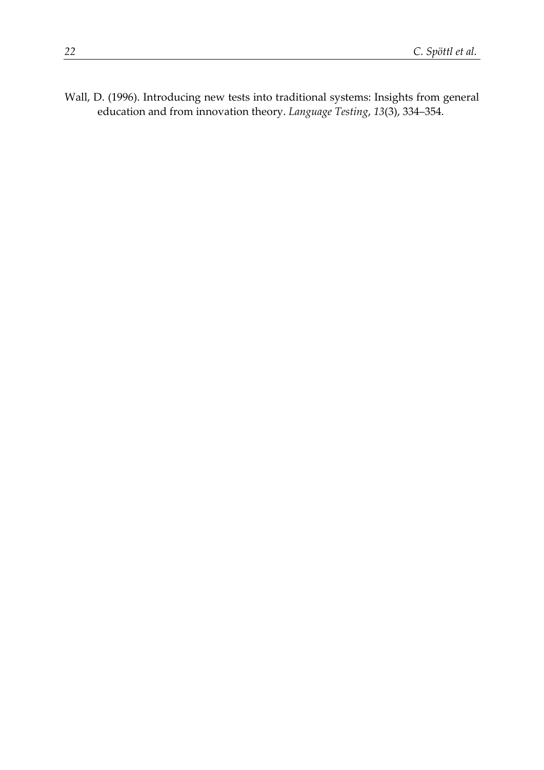Wall, D. (1996). Introducing new tests into traditional systems: Insights from general education and from innovation theory. *Language Testing*, *13*(3), 334–354.